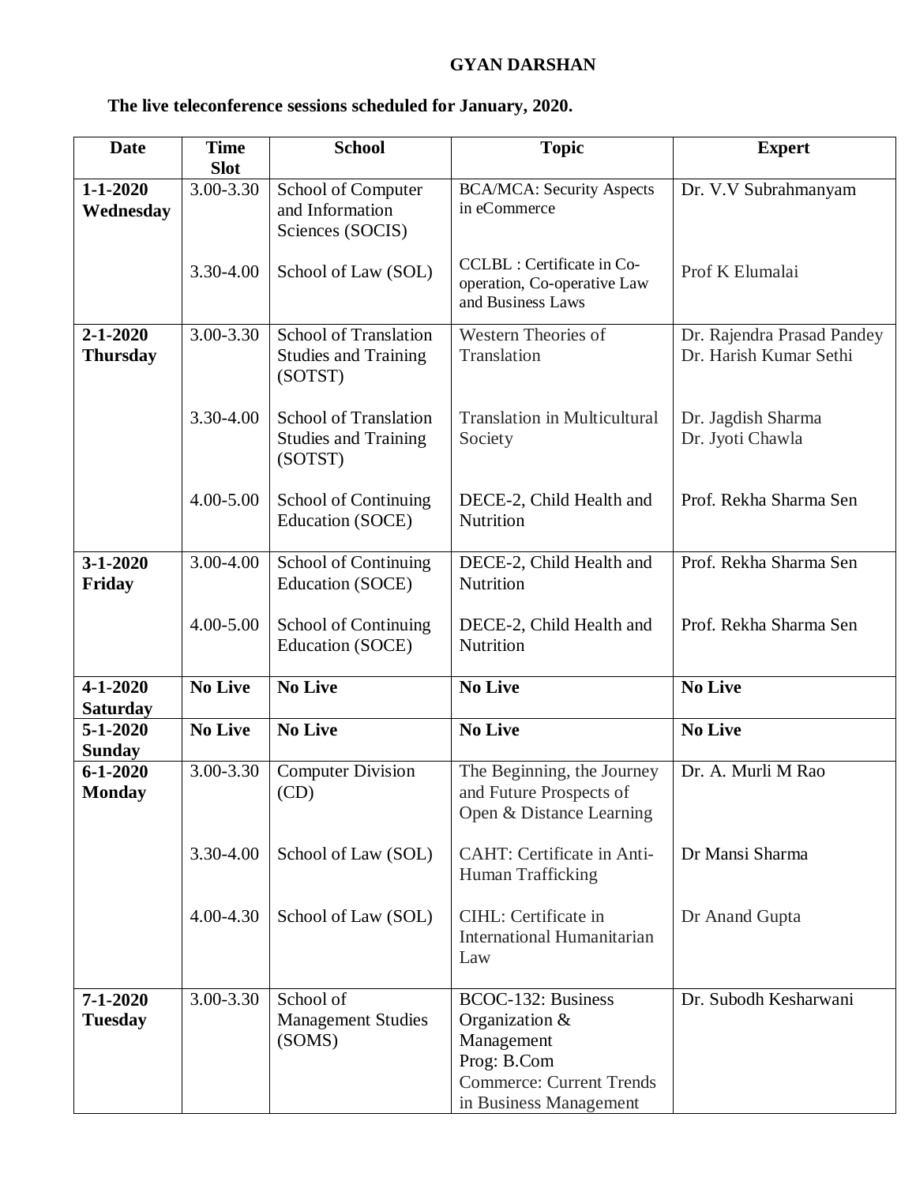**GYAN DARSHAN**

**The live teleconference sessions scheduled for January, 2020.**

| Date | Time Slot | School | Topic | Expert |
|---|---|---|---|---|
| **1-1-2020 Wednesday** | 3.00-3.30 | School of Computer and Information Sciences (SOCIS) | BCA/MCA: Security Aspects in eCommerce | Dr. V.V Subrahmanyam |
| | 3.30-4.00 | School of Law (SOL) | CCLBL : Certificate in Co-operation, Co-operative Law and Business Laws | Prof K Elumalai |
| **2-1-2020 Thursday** | 3.00-3.30 | School of Translation Studies and Training (SOTST) | Western Theories of Translation | Dr. Rajendra Prasad Pandey<br>Dr. Harish Kumar Sethi |
| | 3.30-4.00 | School of Translation Studies and Training (SOTST) | Translation in Multicultural Society | Dr. Jagdish Sharma<br>Dr. Jyoti Chawla |
| | 4.00-5.00 | School of Continuing Education (SOCE) | DECE-2, Child Health and Nutrition | Prof. Rekha Sharma Sen |
| **3-1-2020 Friday** | 3.00-4.00 | School of Continuing Education (SOCE) | DECE-2, Child Health and Nutrition | Prof. Rekha Sharma Sen |
| | 4.00-5.00 | School of Continuing Education (SOCE) | DECE-2, Child Health and Nutrition | Prof. Rekha Sharma Sen |
| **4-1-2020 Saturday** | **No Live** | **No Live** | **No Live** | **No Live** |
| **5-1-2020 Sunday** | **No Live** | **No Live** | **No Live** | **No Live** |
| **6-1-2020 Monday** | 3.00-3.30 | Computer Division (CD) | The Beginning, the Journey and Future Prospects of Open & Distance Learning | Dr. A. Murli M Rao |
| | 3.30-4.00 | School of Law (SOL) | CAHT: Certificate in Anti-Human Trafficking | Dr Mansi Sharma |
| | 4.00-4.30 | School of Law (SOL) | CIHL: Certificate in International Humanitarian Law | Dr Anand Gupta |
| **7-1-2020 Tuesday** | 3.00-3.30 | School of Management Studies (SOMS) | BCOC-132: Business Organization & Management<br>Prog: B.Com<br>Commerce: Current Trends in Business Management | Dr. Subodh Kesharwani |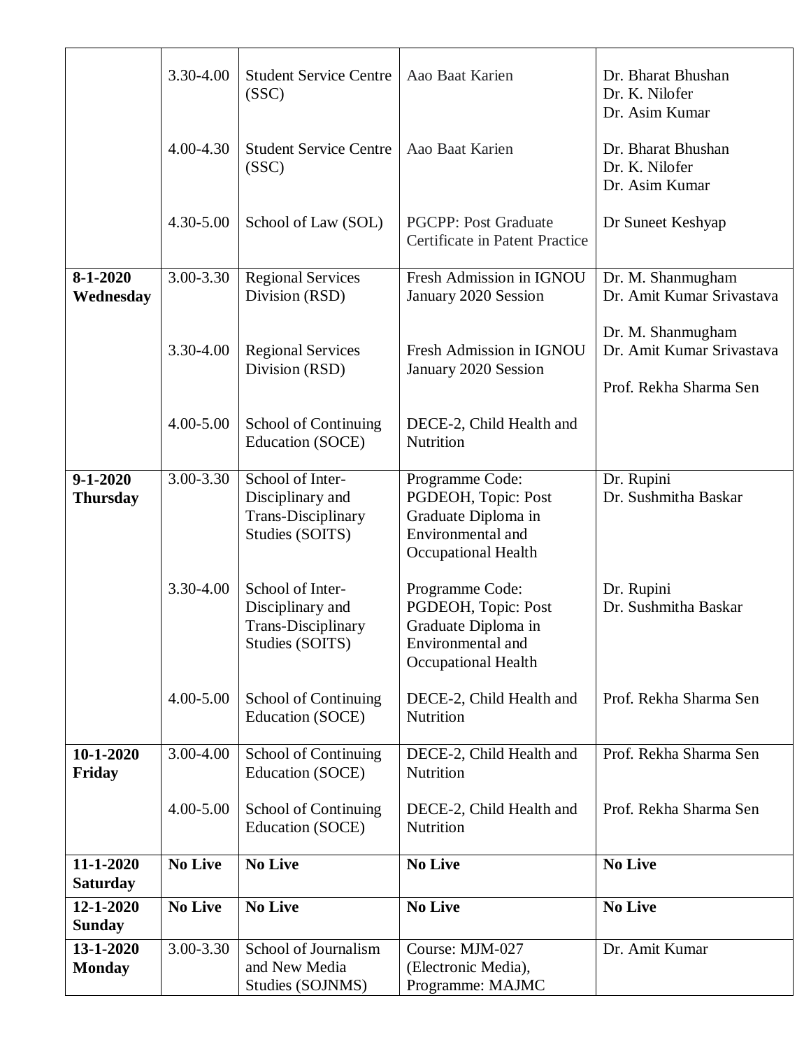| | | | | |
|---|---|---|---|---|
| | 3.30-4.00 | Student Service Centre (SSC) | Aao Baat Karien | Dr. Bharat Bhushan<br>Dr. K. Nilofer<br>Dr. Asim Kumar |
| | 4.00-4.30 | Student Service Centre (SSC) | Aao Baat Karien | Dr. Bharat Bhushan<br>Dr. K. Nilofer<br>Dr. Asim Kumar |
| | 4.30-5.00 | School of Law (SOL) | PGCPP: Post Graduate Certificate in Patent Practice | Dr Suneet Keshyap |
| **8-1-2020 Wednesday** | 3.00-3.30 | Regional Services Division (RSD) | Fresh Admission in IGNOU January 2020 Session | Dr. M. Shanmugham<br>Dr. Amit Kumar Srivastava |
| | 3.30-4.00 | Regional Services Division (RSD) | Fresh Admission in IGNOU January 2020 Session | Dr. M. Shanmugham<br>Dr. Amit Kumar Srivastava |
| | 4.00-5.00 | School of Continuing Education (SOCE) | DECE-2, Child Health and Nutrition | Prof. Rekha Sharma Sen |
| **9-1-2020 Thursday** | 3.00-3.30 | School of Inter-Disciplinary and Trans-Disciplinary Studies (SOITS) | Programme Code: PGDEOH, Topic: Post Graduate Diploma in Environmental and Occupational Health | Dr. Rupini<br>Dr. Sushmitha Baskar |
| | 3.30-4.00 | School of Inter-Disciplinary and Trans-Disciplinary Studies (SOITS) | Programme Code: PGDEOH, Topic: Post Graduate Diploma in Environmental and Occupational Health | Dr. Rupini<br>Dr. Sushmitha Baskar |
| | 4.00-5.00 | School of Continuing Education (SOCE) | DECE-2, Child Health and Nutrition | Prof. Rekha Sharma Sen |
| **10-1-2020 Friday** | 3.00-4.00 | School of Continuing Education (SOCE) | DECE-2, Child Health and Nutrition | Prof. Rekha Sharma Sen |
| | 4.00-5.00 | School of Continuing Education (SOCE) | DECE-2, Child Health and Nutrition | Prof. Rekha Sharma Sen |
| **11-1-2020 Saturday** | **No Live** | **No Live** | **No Live** | **No Live** |
| **12-1-2020 Sunday** | **No Live** | **No Live** | **No Live** | **No Live** |
| **13-1-2020 Monday** | 3.00-3.30 | School of Journalism and New Media Studies (SOJNMS) | Course: MJM-027 (Electronic Media), Programme: MAJMC | Dr. Amit Kumar |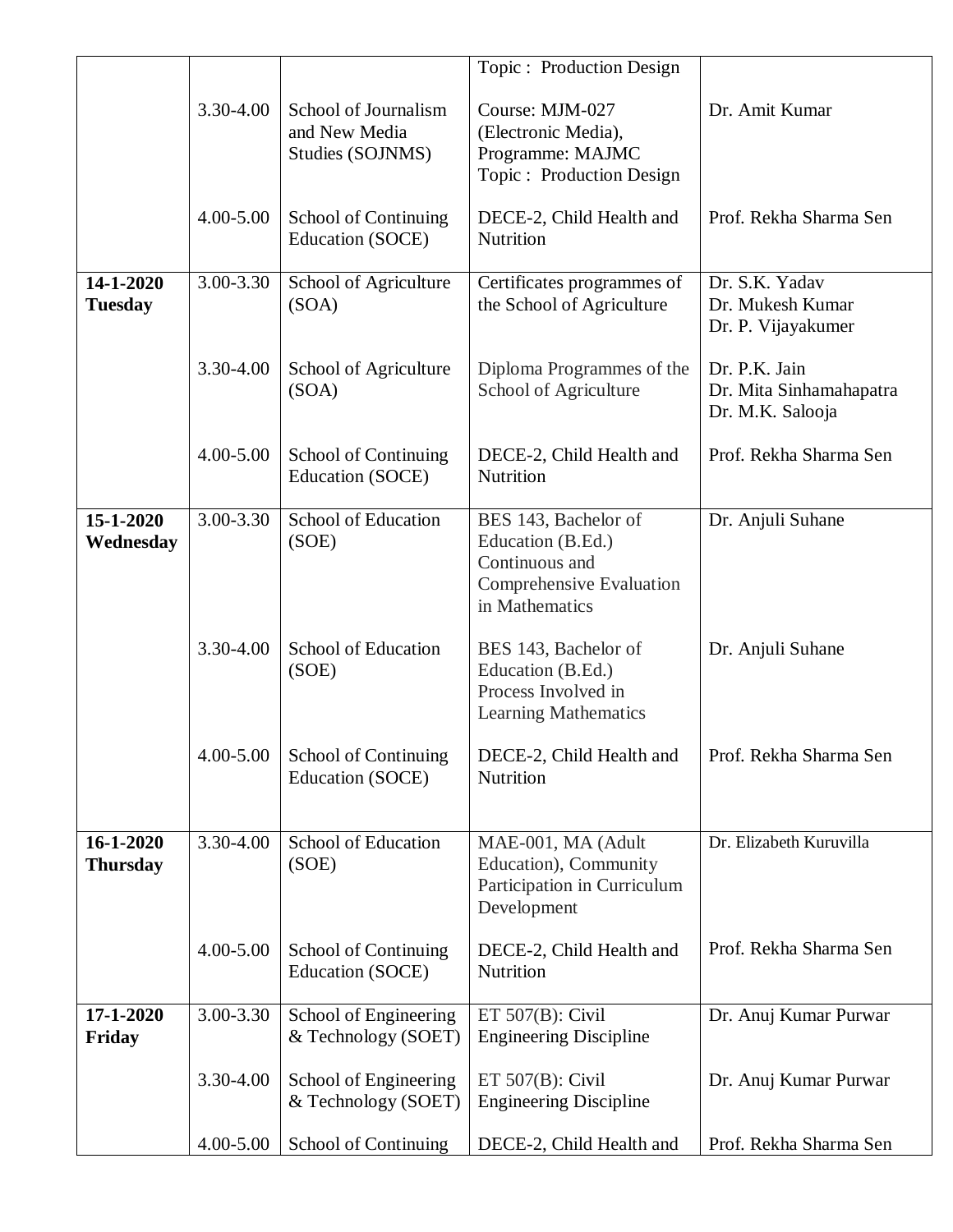| | | | Topic : Production Design | |
|---|---|---|---|---|
| | 3.30-4.00 | School of Journalism and New Media Studies (SOJNMS) | Course: MJM-027 (Electronic Media), Programme: MAJMC Topic : Production Design | Dr. Amit Kumar |
| | 4.00-5.00 | School of Continuing Education (SOCE) | DECE-2, Child Health and Nutrition | Prof. Rekha Sharma Sen |
| **14-1-2020 Tuesday** | 3.00-3.30 | School of Agriculture (SOA) | Certificates programmes of the School of Agriculture | Dr. S.K. Yadav<br>Dr. Mukesh Kumar<br>Dr. P. Vijayakumer |
| | 3.30-4.00 | School of Agriculture (SOA) | Diploma Programmes of the School of Agriculture | Dr. P.K. Jain<br>Dr. Mita Sinhamahapatra<br>Dr. M.K. Salooja |
| | 4.00-5.00 | School of Continuing Education (SOCE) | DECE-2, Child Health and Nutrition | Prof. Rekha Sharma Sen |
| **15-1-2020 Wednesday** | 3.00-3.30 | School of Education (SOE) | BES 143, Bachelor of Education (B.Ed.) Continuous and Comprehensive Evaluation in Mathematics | Dr. Anjuli Suhane |
| | 3.30-4.00 | School of Education (SOE) | BES 143, Bachelor of Education (B.Ed.) Process Involved in Learning Mathematics | Dr. Anjuli Suhane |
| | 4.00-5.00 | School of Continuing Education (SOCE) | DECE-2, Child Health and Nutrition | Prof. Rekha Sharma Sen |
| **16-1-2020 Thursday** | 3.30-4.00 | School of Education (SOE) | MAE-001, MA (Adult Education), Community Participation in Curriculum Development | Dr. Elizabeth Kuruvilla |
| | 4.00-5.00 | School of Continuing Education (SOCE) | DECE-2, Child Health and Nutrition | Prof. Rekha Sharma Sen |
| **17-1-2020 Friday** | 3.00-3.30 | School of Engineering & Technology (SOET) | ET 507(B): Civil Engineering Discipline | Dr. Anuj Kumar Purwar |
| | 3.30-4.00 | School of Engineering & Technology (SOET) | ET 507(B): Civil Engineering Discipline | Dr. Anuj Kumar Purwar |
| | 4.00-5.00 | School of Continuing | DECE-2, Child Health and | Prof. Rekha Sharma Sen |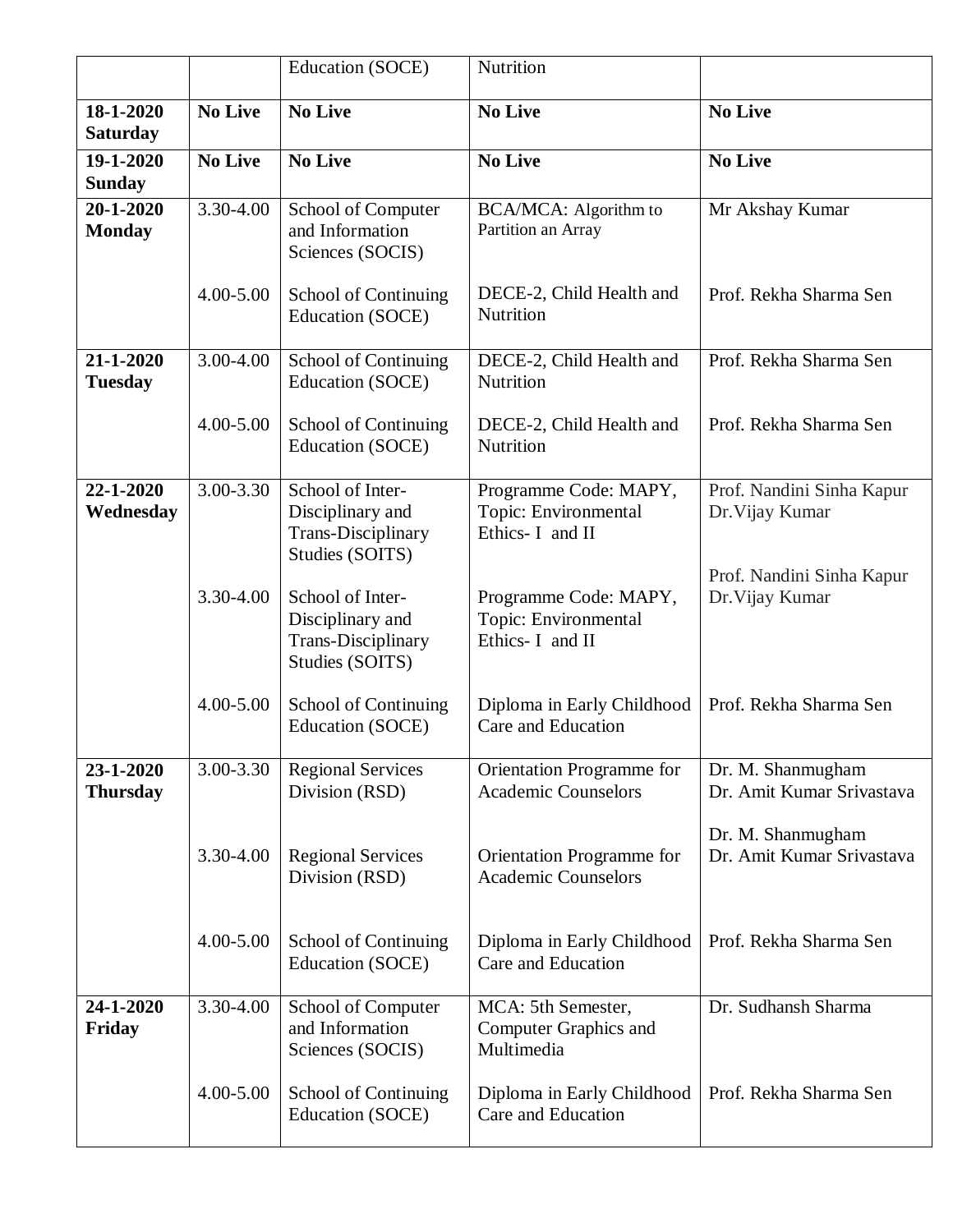| | | Education (SOCE) | Nutrition | |
|---|---|---|---|---|
| **18-1-2020 Saturday** | **No Live** | **No Live** | **No Live** | **No Live** |
| **19-1-2020 Sunday** | **No Live** | **No Live** | **No Live** | **No Live** |
| **20-1-2020 Monday** | 3.30-4.00 | School of Computer and Information Sciences (SOCIS) | BCA/MCA: Algorithm to Partition an Array | Mr Akshay Kumar |
| | 4.00-5.00 | School of Continuing Education (SOCE) | DECE-2, Child Health and Nutrition | Prof. Rekha Sharma Sen |
| **21-1-2020 Tuesday** | 3.00-4.00 | School of Continuing Education (SOCE) | DECE-2, Child Health and Nutrition | Prof. Rekha Sharma Sen |
| | 4.00-5.00 | School of Continuing Education (SOCE) | DECE-2, Child Health and Nutrition | Prof. Rekha Sharma Sen |
| **22-1-2020 Wednesday** | 3.00-3.30 | School of Inter-Disciplinary and Trans-Disciplinary Studies (SOITS) | Programme Code: MAPY, Topic: Environmental Ethics- I and II | Prof. Nandini Sinha Kapur Dr.Vijay Kumar |
| | 3.30-4.00 | School of Inter-Disciplinary and Trans-Disciplinary Studies (SOITS) | Programme Code: MAPY, Topic: Environmental Ethics- I and II | Prof. Nandini Sinha Kapur Dr.Vijay Kumar |
| | 4.00-5.00 | School of Continuing Education (SOCE) | Diploma in Early Childhood Care and Education | Prof. Rekha Sharma Sen |
| **23-1-2020 Thursday** | 3.00-3.30 | Regional Services Division (RSD) | Orientation Programme for Academic Counselors | Dr. M. Shanmugham Dr. Amit Kumar Srivastava |
| | 3.30-4.00 | Regional Services Division (RSD) | Orientation Programme for Academic Counselors | Dr. M. Shanmugham Dr. Amit Kumar Srivastava |
| | 4.00-5.00 | School of Continuing Education (SOCE) | Diploma in Early Childhood Care and Education | Prof. Rekha Sharma Sen |
| **24-1-2020 Friday** | 3.30-4.00 | School of Computer and Information Sciences (SOCIS) | MCA: 5th Semester, Computer Graphics and Multimedia | Dr. Sudhansh Sharma |
| | 4.00-5.00 | School of Continuing Education (SOCE) | Diploma in Early Childhood Care and Education | Prof. Rekha Sharma Sen |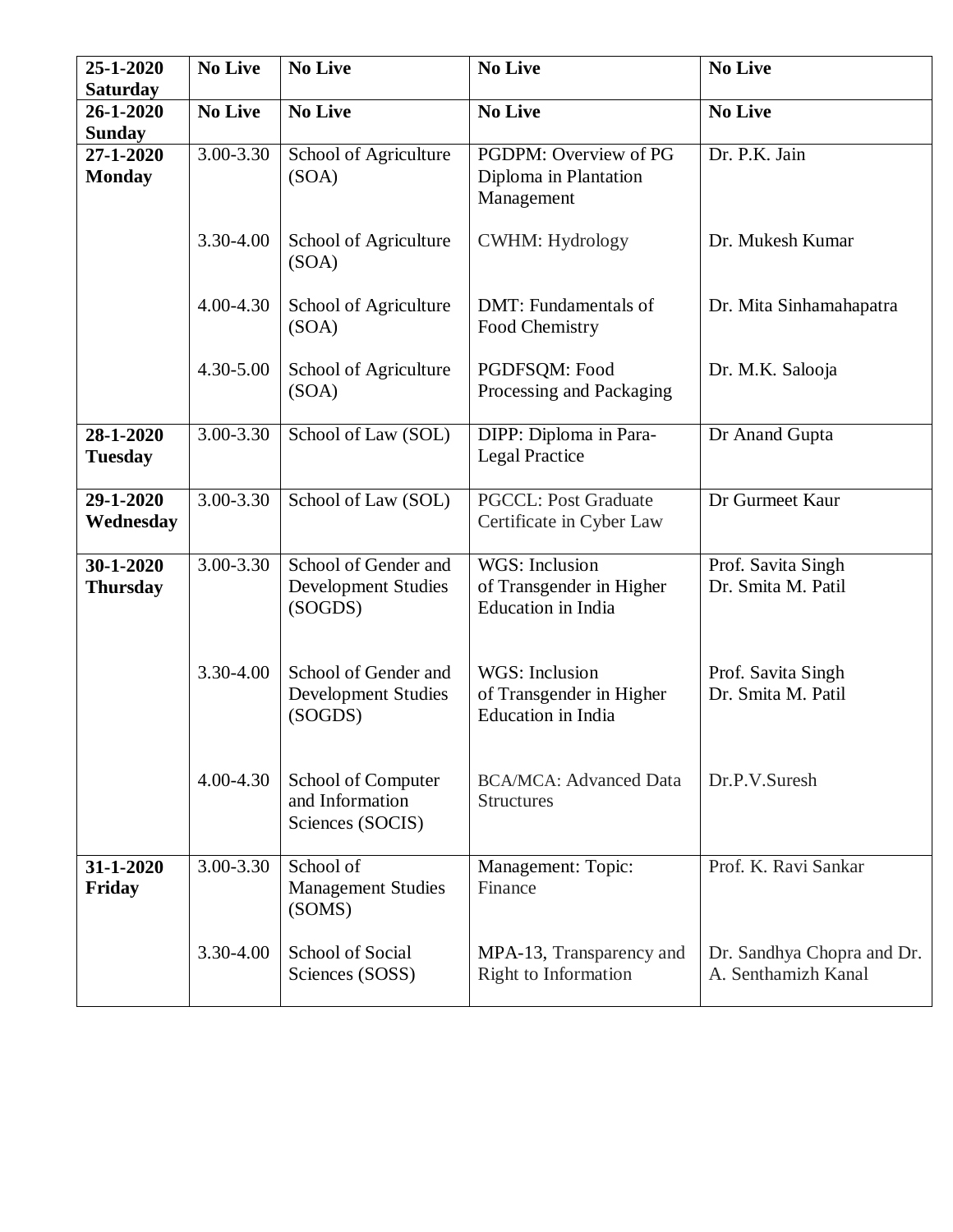| | | | | |
|---|---|---|---|---|
| **25-1-2020 Saturday** | **No Live** | **No Live** | **No Live** | **No Live** |
| **26-1-2020 Sunday** | **No Live** | **No Live** | **No Live** | **No Live** |
| **27-1-2020 Monday** | 3.00-3.30 | School of Agriculture (SOA) | PGDPM: Overview of PG Diploma in Plantation Management | Dr. P.K. Jain |
| | 3.30-4.00 | School of Agriculture (SOA) | CWHM: Hydrology | Dr. Mukesh Kumar |
| | 4.00-4.30 | School of Agriculture (SOA) | DMT: Fundamentals of Food Chemistry | Dr. Mita Sinhamahapatra |
| | 4.30-5.00 | School of Agriculture (SOA) | PGDFSQM: Food Processing and Packaging | Dr. M.K. Salooja |
| **28-1-2020 Tuesday** | 3.00-3.30 | School of Law (SOL) | DIPP: Diploma in Para-Legal Practice | Dr Anand Gupta |
| **29-1-2020 Wednesday** | 3.00-3.30 | School of Law (SOL) | PGCCL: Post Graduate Certificate in Cyber Law | Dr Gurmeet Kaur |
| **30-1-2020 Thursday** | 3.00-3.30 | School of Gender and Development Studies (SOGDS) | WGS: Inclusion of Transgender in Higher Education in India | Prof. Savita Singh<br>Dr. Smita M. Patil |
| | 3.30-4.00 | School of Gender and Development Studies (SOGDS) | WGS: Inclusion of Transgender in Higher Education in India | Prof. Savita Singh<br>Dr. Smita M. Patil |
| | 4.00-4.30 | School of Computer and Information Sciences (SOCIS) | BCA/MCA: Advanced Data Structures | Dr.P.V.Suresh |
| **31-1-2020 Friday** | 3.00-3.30 | School of Management Studies (SOMS) | Management: Topic: Finance | Prof. K. Ravi Sankar |
| | 3.30-4.00 | School of Social Sciences (SOSS) | MPA-13, Transparency and Right to Information | Dr. Sandhya Chopra and Dr. A. Senthamizh Kanal |